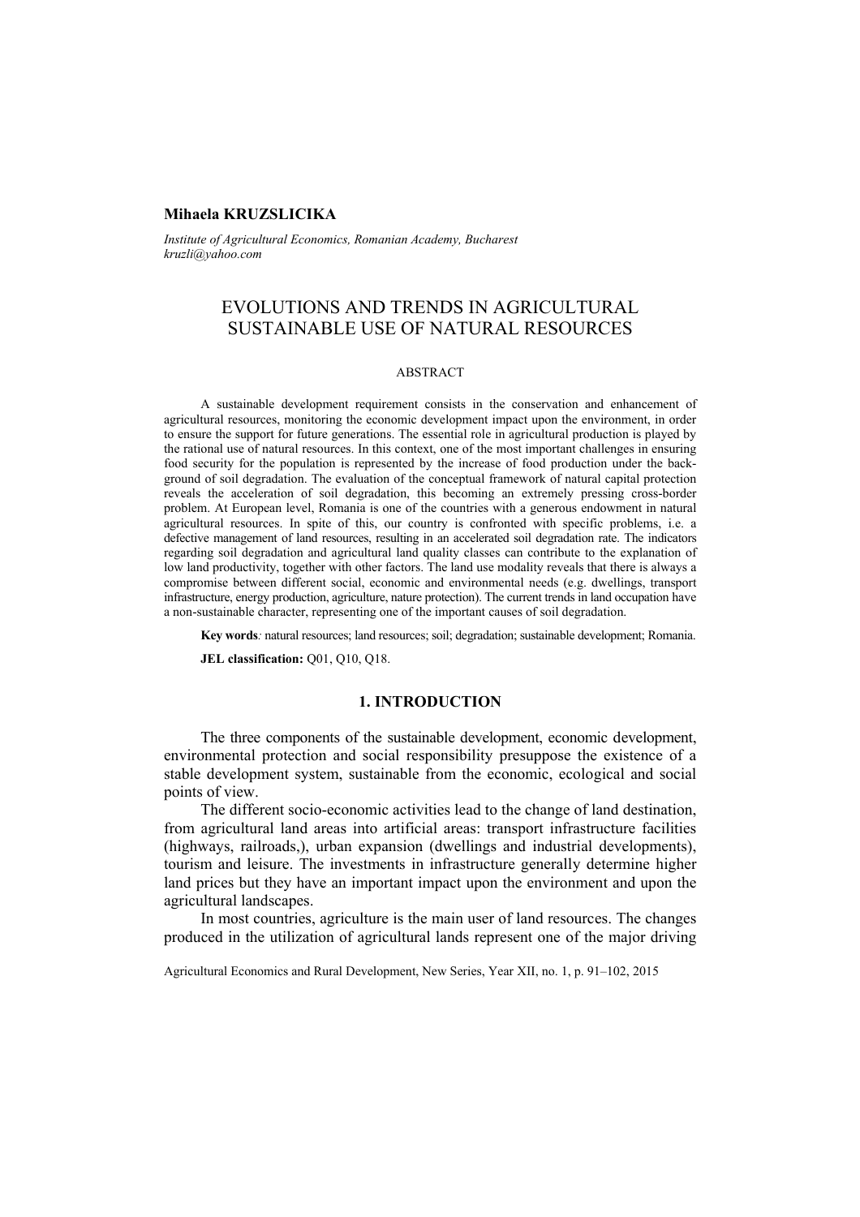**Mihaela KRUZSLICIKA**

*Institute of Agricultural Economics, Romanian Academy, Bucharest*
*kruzli@yahoo.com*

# EVOLUTIONS AND TRENDS IN AGRICULTURAL SUSTAINABLE USE OF NATURAL RESOURCES

ABSTRACT

A sustainable development requirement consists in the conservation and enhancement of agricultural resources, monitoring the economic development impact upon the environment, in order to ensure the support for future generations. The essential role in agricultural production is played by the rational use of natural resources. In this context, one of the most important challenges in ensuring food security for the population is represented by the increase of food production under the background of soil degradation. The evaluation of the conceptual framework of natural capital protection reveals the acceleration of soil degradation, this becoming an extremely pressing cross-border problem. At European level, Romania is one of the countries with a generous endowment in natural agricultural resources. In spite of this, our country is confronted with specific problems, i.e. a defective management of land resources, resulting in an accelerated soil degradation rate. The indicators regarding soil degradation and agricultural land quality classes can contribute to the explanation of low land productivity, together with other factors. The land use modality reveals that there is always a compromise between different social, economic and environmental needs (e.g. dwellings, transport infrastructure, energy production, agriculture, nature protection). The current trends in land occupation have a non-sustainable character, representing one of the important causes of soil degradation.

**Key words***:* natural resources; land resources; soil; degradation; sustainable development; Romania.

**JEL classification:** Q01, Q10, Q18.

## 1. INTRODUCTION

The three components of the sustainable development, economic development, environmental protection and social responsibility presuppose the existence of a stable development system, sustainable from the economic, ecological and social points of view.

The different socio-economic activities lead to the change of land destination, from agricultural land areas into artificial areas: transport infrastructure facilities (highways, railroads,), urban expansion (dwellings and industrial developments), tourism and leisure. The investments in infrastructure generally determine higher land prices but they have an important impact upon the environment and upon the agricultural landscapes.

In most countries, agriculture is the main user of land resources. The changes produced in the utilization of agricultural lands represent one of the major driving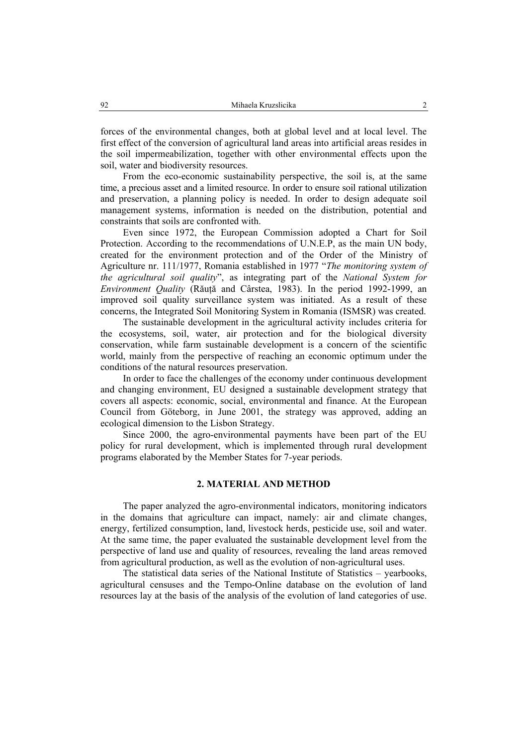forces of the environmental changes, both at global level and at local level. The first effect of the conversion of agricultural land areas into artificial areas resides in the soil impermeabilization, together with other environmental effects upon the soil, water and biodiversity resources.

From the eco-economic sustainability perspective, the soil is, at the same time, a precious asset and a limited resource. In order to ensure soil rational utilization and preservation, a planning policy is needed. In order to design adequate soil management systems, information is needed on the distribution, potential and constraints that soils are confronted with.

Even since 1972, the European Commission adopted a Chart for Soil Protection. According to the recommendations of U.N.E.P, as the main UN body, created for the environment protection and of the Order of the Ministry of Agriculture nr. 111/1977, Romania established in 1977 "*The monitoring system of the agricultural soil quality*", as integrating part of the *National System for Environment Quality* (Răuță and Cârstea, 1983). In the period 1992-1999, an improved soil quality surveillance system was initiated. As a result of these concerns, the Integrated Soil Monitoring System in Romania (ISMSR) was created.

The sustainable development in the agricultural activity includes criteria for the ecosystems, soil, water, air protection and for the biological diversity conservation, while farm sustainable development is a concern of the scientific world, mainly from the perspective of reaching an economic optimum under the conditions of the natural resources preservation.

In order to face the challenges of the economy under continuous development and changing environment, EU designed a sustainable development strategy that covers all aspects: economic, social, environmental and finance. At the European Council from Göteborg, in June 2001, the strategy was approved, adding an ecological dimension to the Lisbon Strategy.

Since 2000, the agro-environmental payments have been part of the EU policy for rural development, which is implemented through rural development programs elaborated by the Member States for 7-year periods.

## 2. MATERIAL AND METHOD

The paper analyzed the agro-environmental indicators, monitoring indicators in the domains that agriculture can impact, namely: air and climate changes, energy, fertilized consumption, land, livestock herds, pesticide use, soil and water. At the same time, the paper evaluated the sustainable development level from the perspective of land use and quality of resources, revealing the land areas removed from agricultural production, as well as the evolution of non-agricultural uses.

The statistical data series of the National Institute of Statistics – yearbooks, agricultural censuses and the Tempo-Online database on the evolution of land resources lay at the basis of the analysis of the evolution of land categories of use.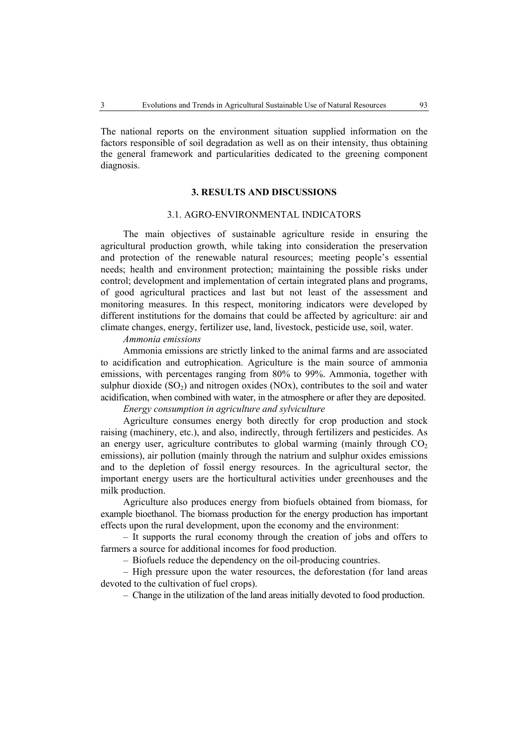The national reports on the environment situation supplied information on the factors responsible of soil degradation as well as on their intensity, thus obtaining the general framework and particularities dedicated to the greening component diagnosis.

## 3. RESULTS AND DISCUSSIONS

### 3.1. AGRO-ENVIRONMENTAL INDICATORS

The main objectives of sustainable agriculture reside in ensuring the agricultural production growth, while taking into consideration the preservation and protection of the renewable natural resources; meeting people's essential needs; health and environment protection; maintaining the possible risks under control; development and implementation of certain integrated plans and programs, of good agricultural practices and last but not least of the assessment and monitoring measures. In this respect, monitoring indicators were developed by different institutions for the domains that could be affected by agriculture: air and climate changes, energy, fertilizer use, land, livestock, pesticide use, soil, water.

*Ammonia emissions*

Ammonia emissions are strictly linked to the animal farms and are associated to acidification and eutrophication. Agriculture is the main source of ammonia emissions, with percentages ranging from 80% to 99%. Ammonia, together with sulphur dioxide ($SO_2$) and nitrogen oxides (NOx), contributes to the soil and water acidification, when combined with water, in the atmosphere or after they are deposited.

*Energy consumption in agriculture and sylviculture*

Agriculture consumes energy both directly for crop production and stock raising (machinery, etc.), and also, indirectly, through fertilizers and pesticides. As an energy user, agriculture contributes to global warming (mainly through $CO_2$ emissions), air pollution (mainly through the natrium and sulphur oxides emissions and to the depletion of fossil energy resources. In the agricultural sector, the important energy users are the horticultural activities under greenhouses and the milk production.

Agriculture also produces energy from biofuels obtained from biomass, for example bioethanol. The biomass production for the energy production has important effects upon the rural development, upon the economy and the environment:

– It supports the rural economy through the creation of jobs and offers to farmers a source for additional incomes for food production.

– Biofuels reduce the dependency on the oil-producing countries.

– High pressure upon the water resources, the deforestation (for land areas devoted to the cultivation of fuel crops).

– Change in the utilization of the land areas initially devoted to food production.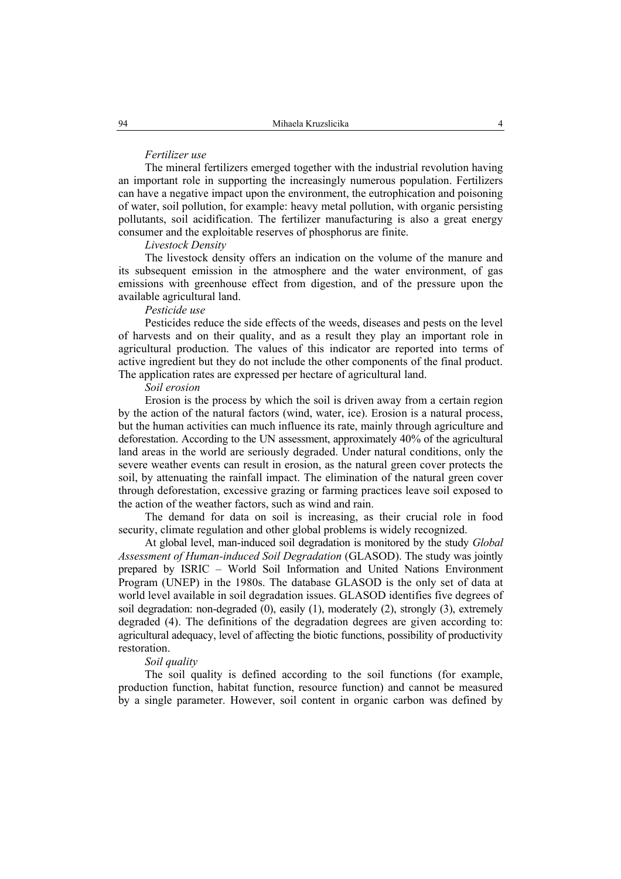*Fertilizer use*

The mineral fertilizers emerged together with the industrial revolution having an important role in supporting the increasingly numerous population. Fertilizers can have a negative impact upon the environment, the eutrophication and poisoning of water, soil pollution, for example: heavy metal pollution, with organic persisting pollutants, soil acidification. The fertilizer manufacturing is also a great energy consumer and the exploitable reserves of phosphorus are finite.

*Livestock Density*

The livestock density offers an indication on the volume of the manure and its subsequent emission in the atmosphere and the water environment, of gas emissions with greenhouse effect from digestion, and of the pressure upon the available agricultural land.

*Pesticide use*

Pesticides reduce the side effects of the weeds, diseases and pests on the level of harvests and on their quality, and as a result they play an important role in agricultural production. The values of this indicator are reported into terms of active ingredient but they do not include the other components of the final product. The application rates are expressed per hectare of agricultural land.

*Soil erosion*

Erosion is the process by which the soil is driven away from a certain region by the action of the natural factors (wind, water, ice). Erosion is a natural process, but the human activities can much influence its rate, mainly through agriculture and deforestation. According to the UN assessment, approximately 40% of the agricultural land areas in the world are seriously degraded. Under natural conditions, only the severe weather events can result in erosion, as the natural green cover protects the soil, by attenuating the rainfall impact. The elimination of the natural green cover through deforestation, excessive grazing or farming practices leave soil exposed to the action of the weather factors, such as wind and rain.

The demand for data on soil is increasing, as their crucial role in food security, climate regulation and other global problems is widely recognized.

At global level, man-induced soil degradation is monitored by the study *Global Assessment of Human-induced Soil Degradation* (GLASOD). The study was jointly prepared by ISRIC – World Soil Information and United Nations Environment Program (UNEP) in the 1980s. The database GLASOD is the only set of data at world level available in soil degradation issues. GLASOD identifies five degrees of soil degradation: non-degraded (0), easily (1), moderately (2), strongly (3), extremely degraded (4). The definitions of the degradation degrees are given according to: agricultural adequacy, level of affecting the biotic functions, possibility of productivity restoration.

*Soil quality*

The soil quality is defined according to the soil functions (for example, production function, habitat function, resource function) and cannot be measured by a single parameter. However, soil content in organic carbon was defined by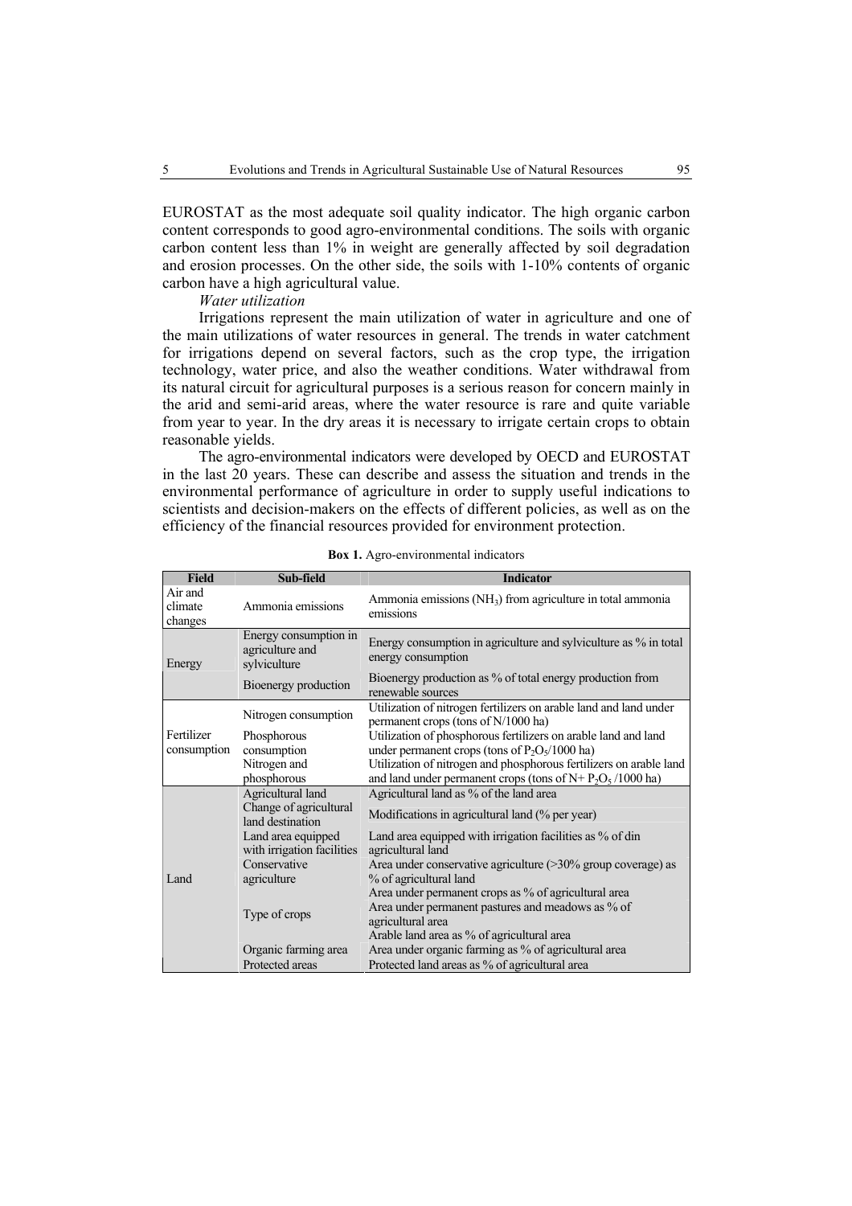EUROSTAT as the most adequate soil quality indicator. The high organic carbon content corresponds to good agro-environmental conditions. The soils with organic carbon content less than 1% in weight are generally affected by soil degradation and erosion processes. On the other side, the soils with 1-10% contents of organic carbon have a high agricultural value.

*Water utilization*

Irrigations represent the main utilization of water in agriculture and one of the main utilizations of water resources in general. The trends in water catchment for irrigations depend on several factors, such as the crop type, the irrigation technology, water price, and also the weather conditions. Water withdrawal from its natural circuit for agricultural purposes is a serious reason for concern mainly in the arid and semi-arid areas, where the water resource is rare and quite variable from year to year. In the dry areas it is necessary to irrigate certain crops to obtain reasonable yields.

The agro-environmental indicators were developed by OECD and EUROSTAT in the last 20 years. These can describe and assess the situation and trends in the environmental performance of agriculture in order to supply useful indications to scientists and decision-makers on the effects of different policies, as well as on the efficiency of the financial resources provided for environment protection.

**Box 1.** Agro-environmental indicators

| Field | Sub-field | Indicator |
|---|---|---|
| Air and climate changes | Ammonia emissions | Ammonia emissions ($NH_3$) from agriculture in total ammonia emissions |
| Energy | Energy consumption in agriculture and sylviculture | Energy consumption in agriculture and sylviculture as % in total energy consumption |
| | Bioenergy production | Bioenergy production as % of total energy production from renewable sources |
| Fertilizer consumption | Nitrogen consumption | Utilization of nitrogen fertilizers on arable land and land under permanent crops (tons of N/1000 ha) |
| | Phosphorous consumption | Utilization of phosphorous fertilizers on arable land and land under permanent crops (tons of $P_2O_5$/1000 ha) |
| | Nitrogen and phosphorous | Utilization of nitrogen and phosphorous fertilizers on arable land and land under permanent crops (tons of N+ $P_2O_5$ /1000 ha) |
| Land | Agricultural land | Agricultural land as % of the land area |
| | Change of agricultural land destination | Modifications in agricultural land (% per year) |
| | Land area equipped with irrigation facilities | Land area equipped with irrigation facilities as % of din agricultural land |
| | Conservative agriculture | Area under conservative agriculture (>30% group coverage) as % of agricultural land |
| | Type of crops | Area under permanent crops as % of agricultural area |
| | | Area under permanent pastures and meadows as % of agricultural area |
| | | Arable land area as % of agricultural area |
| | Organic farming area | Area under organic farming as % of agricultural area |
| | Protected areas | Protected land areas as % of agricultural area |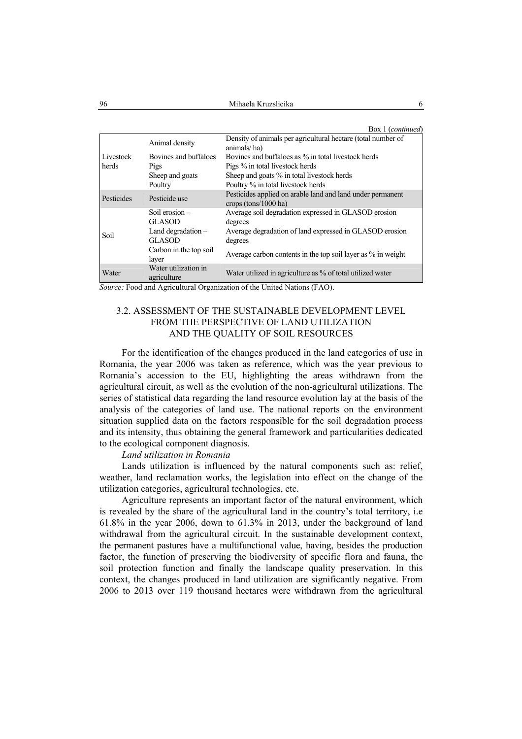Box 1 (*continued*)

| | | |
|---|---|---|
| Livestock herds | Animal density | Density of animals per agricultural hectare (total number of animals/ ha) |
| | Bovines and buffaloes | Bovines and buffaloes as % in total livestock herds |
| | Pigs | Pigs % in total livestock herds |
| | Sheep and goats | Sheep and goats % in total livestock herds |
| | Poultry | Poultry % in total livestock herds |
| Pesticides | Pesticide use | Pesticides applied on arable land and land under permanent crops (tons/1000 ha) |
| Soil | Soil erosion – GLASOD | Average soil degradation expressed in GLASOD erosion degrees |
| | Land degradation – GLASOD | Average degradation of land expressed in GLASOD erosion degrees |
| | Carbon in the top soil layer | Average carbon contents in the top soil layer as % in weight |
| Water | Water utilization in agriculture | Water utilized in agriculture as % of total utilized water |

*Source:* Food and Agricultural Organization of the United Nations (FAO).

## 3.2. ASSESSMENT OF THE SUSTAINABLE DEVELOPMENT LEVEL FROM THE PERSPECTIVE OF LAND UTILIZATION AND THE QUALITY OF SOIL RESOURCES

For the identification of the changes produced in the land categories of use in Romania, the year 2006 was taken as reference, which was the year previous to Romania's accession to the EU, highlighting the areas withdrawn from the agricultural circuit, as well as the evolution of the non-agricultural utilizations. The series of statistical data regarding the land resource evolution lay at the basis of the analysis of the categories of land use. The national reports on the environment situation supplied data on the factors responsible for the soil degradation process and its intensity, thus obtaining the general framework and particularities dedicated to the ecological component diagnosis.

*Land utilization in Romania*

Lands utilization is influenced by the natural components such as: relief, weather, land reclamation works, the legislation into effect on the change of the utilization categories, agricultural technologies, etc.

Agriculture represents an important factor of the natural environment, which is revealed by the share of the agricultural land in the country's total territory, i.e 61.8% in the year 2006, down to 61.3% in 2013, under the background of land withdrawal from the agricultural circuit. In the sustainable development context, the permanent pastures have a multifunctional value, having, besides the production factor, the function of preserving the biodiversity of specific flora and fauna, the soil protection function and finally the landscape quality preservation. In this context, the changes produced in land utilization are significantly negative. From 2006 to 2013 over 119 thousand hectares were withdrawn from the agricultural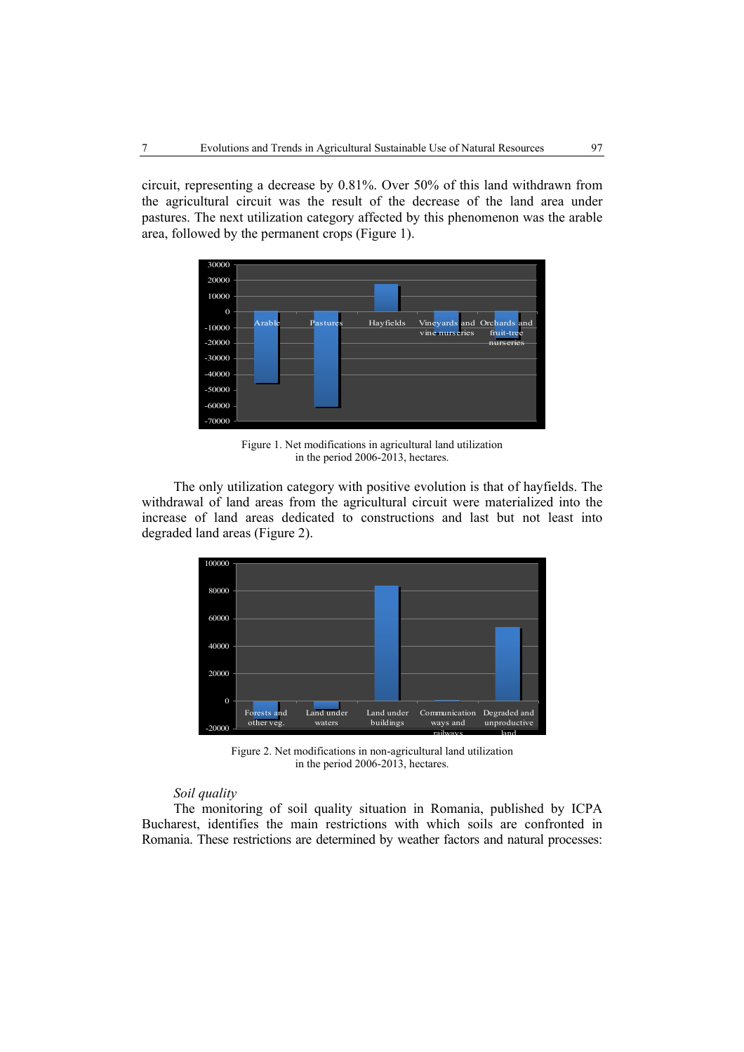circuit, representing a decrease by 0.81%. Over 50% of this land withdrawn from the agricultural circuit was the result of the decrease of the land area under pastures. The next utilization category affected by this phenomenon was the arable area, followed by the permanent crops (Figure 1).

Figure 1. Net modifications in agricultural land utilization in the period 2006-2013, hectares.

The only utilization category with positive evolution is that of hayfields. The withdrawal of land areas from the agricultural circuit were materialized into the increase of land areas dedicated to constructions and last but not least into degraded land areas (Figure 2).

Figure 2. Net modifications in non-agricultural land utilization in the period 2006-2013, hectares.

*Soil quality*

The monitoring of soil quality situation in Romania, published by ICPA Bucharest, identifies the main restrictions with which soils are confronted in Romania. These restrictions are determined by weather factors and natural processes: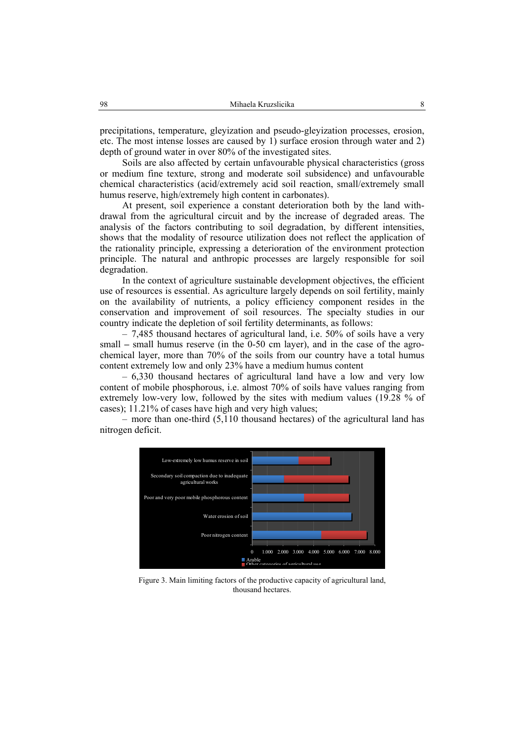precipitations, temperature, gleyization and pseudo-gleyization processes, erosion, etc. The most intense losses are caused by 1) surface erosion through water and 2) depth of ground water in over 80% of the investigated sites.

Soils are also affected by certain unfavourable physical characteristics (gross or medium fine texture, strong and moderate soil subsidence) and unfavourable chemical characteristics (acid/extremely acid soil reaction, small/extremely small humus reserve, high/extremely high content in carbonates).

At present, soil experience a constant deterioration both by the land with-drawal from the agricultural circuit and by the increase of degraded areas. The analysis of the factors contributing to soil degradation, by different intensities, shows that the modality of resource utilization does not reflect the application of the rationality principle, expressing a deterioration of the environment protection principle. The natural and anthropic processes are largely responsible for soil degradation.

In the context of agriculture sustainable development objectives, the efficient use of resources is essential. As agriculture largely depends on soil fertility, mainly on the availability of nutrients, a policy efficiency component resides in the conservation and improvement of soil resources. The specialty studies in our country indicate the depletion of soil fertility determinants, as follows:

– 7,485 thousand hectares of agricultural land, i.e. 50% of soils have a very small – small humus reserve (in the 0-50 cm layer), and in the case of the agro-chemical layer, more than 70% of the soils from our country have a total humus content extremely low and only 23% have a medium humus content

– 6,330 thousand hectares of agricultural land have a low and very low content of mobile phosphorous, i.e. almost 70% of soils have values ranging from extremely low-very low, followed by the sites with medium values (19.28 % of cases); 11.21% of cases have high and very high values;

– more than one-third (5,110 thousand hectares) of the agricultural land has nitrogen deficit.

Figure 3. Main limiting factors of the productive capacity of agricultural land, thousand hectares.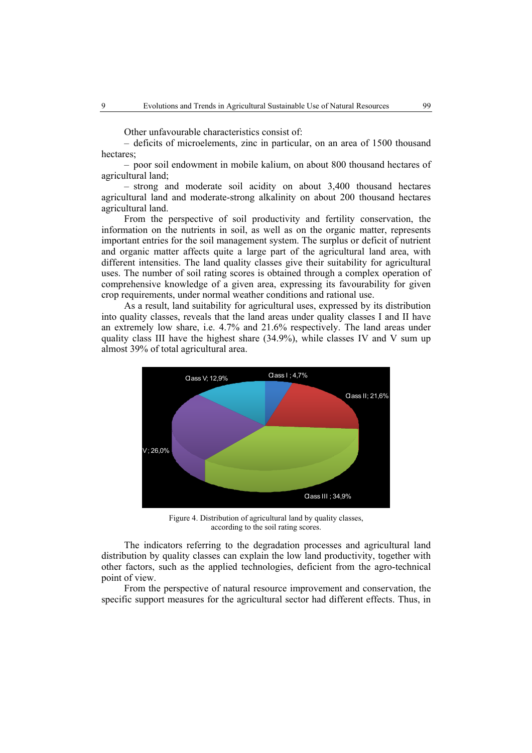Other unfavourable characteristics consist of:

– deficits of microelements, zinc in particular, on an area of 1500 thousand hectares;

– poor soil endowment in mobile kalium, on about 800 thousand hectares of agricultural land;

– strong and moderate soil acidity on about 3,400 thousand hectares agricultural land and moderate-strong alkalinity on about 200 thousand hectares agricultural land.

From the perspective of soil productivity and fertility conservation, the information on the nutrients in soil, as well as on the organic matter, represents important entries for the soil management system. The surplus or deficit of nutrient and organic matter affects quite a large part of the agricultural land area, with different intensities. The land quality classes give their suitability for agricultural uses. The number of soil rating scores is obtained through a complex operation of comprehensive knowledge of a given area, expressing its favourability for given crop requirements, under normal weather conditions and rational use.

As a result, land suitability for agricultural uses, expressed by its distribution into quality classes, reveals that the land areas under quality classes I and II have an extremely low share, i.e. 4.7% and 21.6% respectively. The land areas under quality class III have the highest share (34.9%), while classes IV and V sum up almost 39% of total agricultural area.

Figure 4. Distribution of agricultural land by quality classes, according to the soil rating scores.

The indicators referring to the degradation processes and agricultural land distribution by quality classes can explain the low land productivity, together with other factors, such as the applied technologies, deficient from the agro-technical point of view.

From the perspective of natural resource improvement and conservation, the specific support measures for the agricultural sector had different effects. Thus, in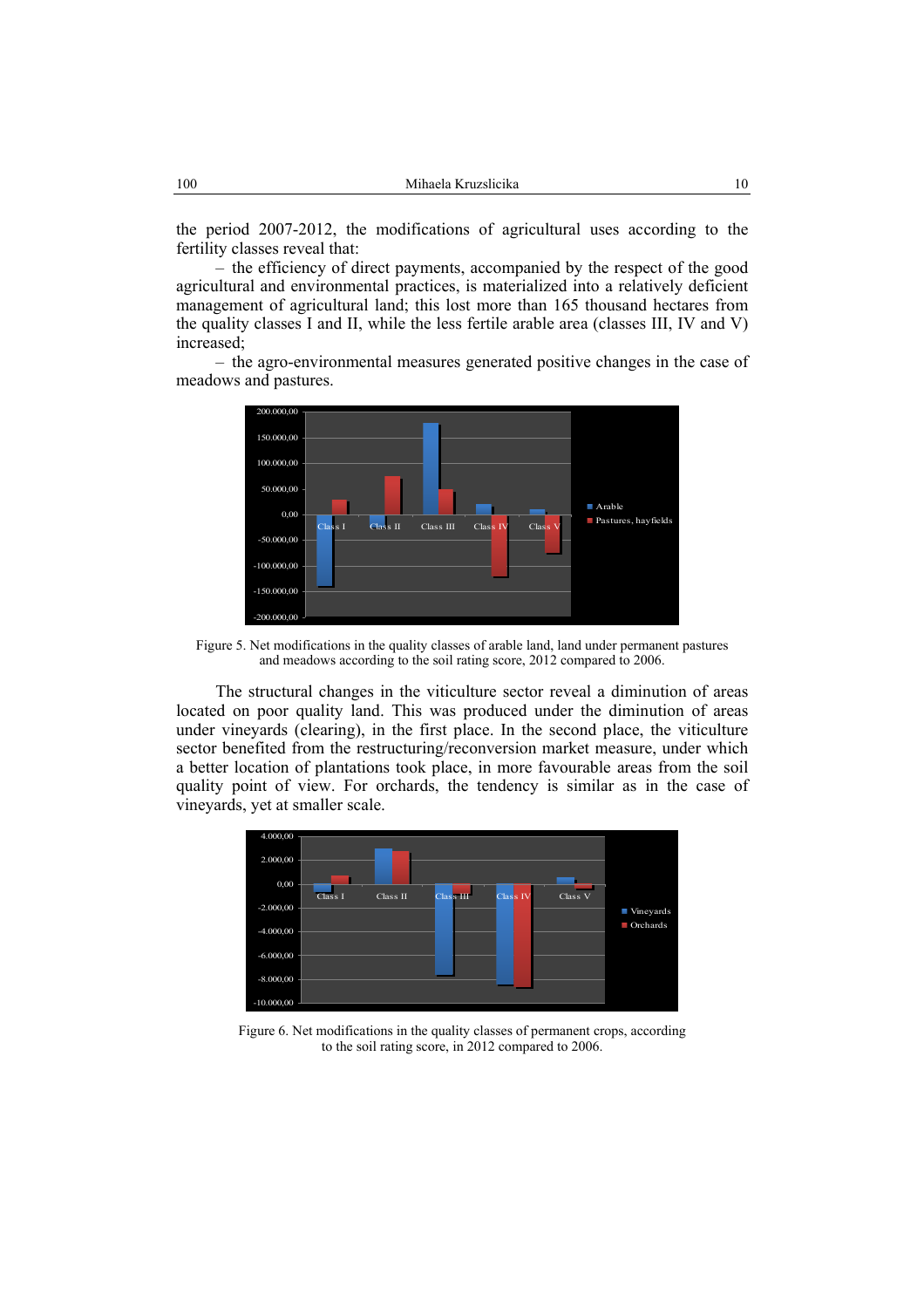the period 2007-2012, the modifications of agricultural uses according to the fertility classes reveal that:

– the efficiency of direct payments, accompanied by the respect of the good agricultural and environmental practices, is materialized into a relatively deficient management of agricultural land; this lost more than 165 thousand hectares from the quality classes I and II, while the less fertile arable area (classes III, IV and V) increased;

– the agro-environmental measures generated positive changes in the case of meadows and pastures.

Figure 5. Net modifications in the quality classes of arable land, land under permanent pastures and meadows according to the soil rating score, 2012 compared to 2006.

The structural changes in the viticulture sector reveal a diminution of areas located on poor quality land. This was produced under the diminution of areas under vineyards (clearing), in the first place. In the second place, the viticulture sector benefited from the restructuring/reconversion market measure, under which a better location of plantations took place, in more favourable areas from the soil quality point of view. For orchards, the tendency is similar as in the case of vineyards, yet at smaller scale.

Figure 6. Net modifications in the quality classes of permanent crops, according to the soil rating score, in 2012 compared to 2006.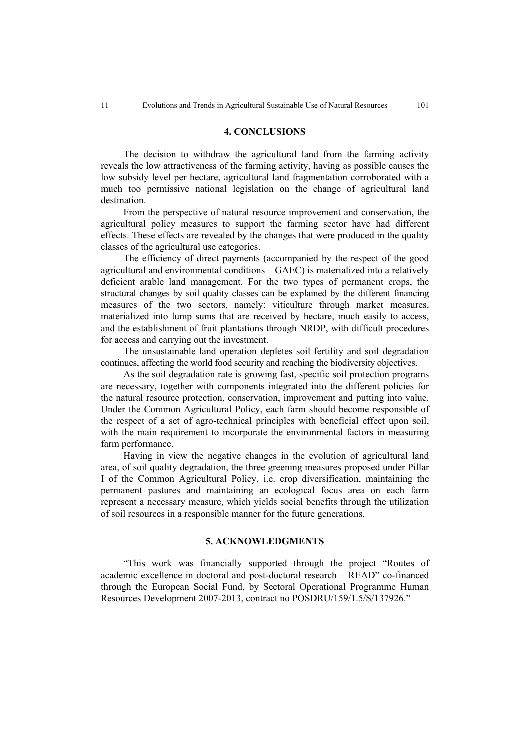## 4. CONCLUSIONS

The decision to withdraw the agricultural land from the farming activity reveals the low attractiveness of the farming activity, having as possible causes the low subsidy level per hectare, agricultural land fragmentation corroborated with a much too permissive national legislation on the change of agricultural land destination.

From the perspective of natural resource improvement and conservation, the agricultural policy measures to support the farming sector have had different effects. These effects are revealed by the changes that were produced in the quality classes of the agricultural use categories.

The efficiency of direct payments (accompanied by the respect of the good agricultural and environmental conditions – GAEC) is materialized into a relatively deficient arable land management. For the two types of permanent crops, the structural changes by soil quality classes can be explained by the different financing measures of the two sectors, namely: viticulture through market measures, materialized into lump sums that are received by hectare, much easily to access, and the establishment of fruit plantations through NRDP, with difficult procedures for access and carrying out the investment.

The unsustainable land operation depletes soil fertility and soil degradation continues, affecting the world food security and reaching the biodiversity objectives.

As the soil degradation rate is growing fast, specific soil protection programs are necessary, together with components integrated into the different policies for the natural resource protection, conservation, improvement and putting into value. Under the Common Agricultural Policy, each farm should become responsible of the respect of a set of agro-technical principles with beneficial effect upon soil, with the main requirement to incorporate the environmental factors in measuring farm performance.

Having in view the negative changes in the evolution of agricultural land area, of soil quality degradation, the three greening measures proposed under Pillar I of the Common Agricultural Policy, i.e. crop diversification, maintaining the permanent pastures and maintaining an ecological focus area on each farm represent a necessary measure, which yields social benefits through the utilization of soil resources in a responsible manner for the future generations.

## 5. ACKNOWLEDGMENTS

"This work was financially supported through the project "Routes of academic excellence in doctoral and post-doctoral research – READ" co-financed through the European Social Fund, by Sectoral Operational Programme Human Resources Development 2007-2013, contract no POSDRU/159/1.5/S/137926."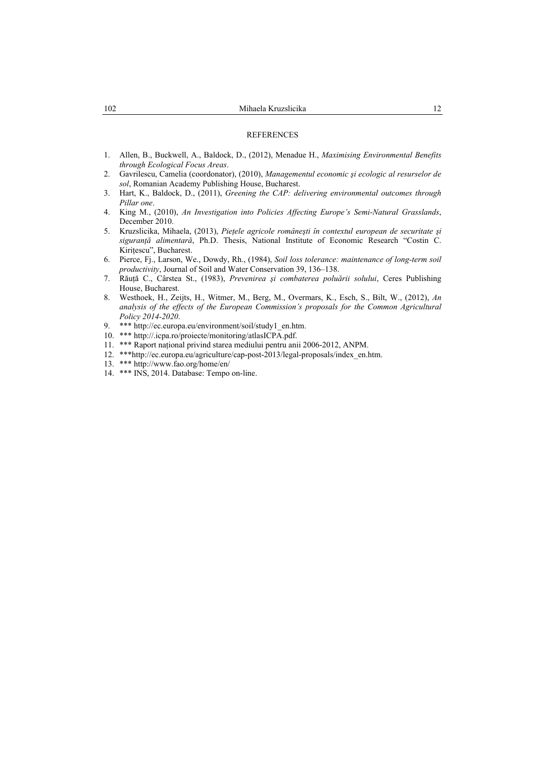## REFERENCES

1. Allen, B., Buckwell, A., Baldock, D., (2012), Menadue H., *Maximising Environmental Benefits through Ecological Focus Areas*.
2. Gavrilescu, Camelia (coordonator), (2010), *Managementul economic şi ecologic al resurselor de sol*, Romanian Academy Publishing House, Bucharest.
3. Hart, K., Baldock, D., (2011), *Greening the CAP: delivering environmental outcomes through Pillar one*.
4. King M., (2010), *An Investigation into Policies Affecting Europe's Semi-Natural Grasslands*, December 2010.
5. Kruzslicika, Mihaela, (2013), *Pieţele agricole româneşti în contextul european de securitate şi siguranţă alimentară*, Ph.D. Thesis, National Institute of Economic Research "Costin C. Kiriţescu", Bucharest.
6. Pierce, Fj., Larson, We., Dowdy, Rh., (1984), *Soil loss tolerance: maintenance of long-term soil productivity*, Journal of Soil and Water Conservation 39, 136–138.
7. Răuţă C., Cârstea St., (1983), *Prevenirea şi combaterea poluării solului*, Ceres Publishing House, Bucharest.
8. Westhoek, H., Zeijts, H., Witmer, M., Berg, M., Overmars, K., Esch, S., Bilt, W., (2012), *An analysis of the effects of the European Commission's proposals for the Common Agricultural Policy 2014-2020*.
9. *** http://ec.europa.eu/environment/soil/study1_en.htm.
10. *** http://.icpa.ro/proiecte/monitoring/atlasICPA.pdf.
11. *** Raport naţional privind starea mediului pentru anii 2006-2012, ANPM.
12. ***http://ec.europa.eu/agriculture/cap-post-2013/legal-proposals/index_en.htm.
13. *** http://www.fao.org/home/en/
14. *** INS, 2014. Database: Tempo on-line.